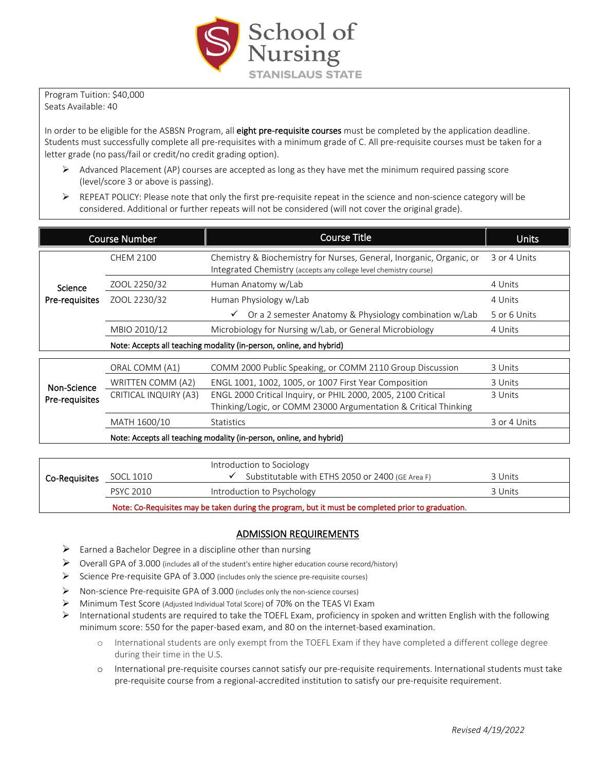# School of Nursing
STANISLAUS STATE

Program Tuition: $40,000
Seats Available: 40

In order to be eligible for the ASBSN Program, all **eight pre-requisite courses** must be completed by the application deadline. Students must successfully complete all pre-requisites with a minimum grade of C. All pre-requisite courses must be taken for a letter grade (no pass/fail or credit/no credit grading option).

- Advanced Placement (AP) courses are accepted as long as they have met the minimum required passing score (level/score 3 or above is passing).
- REPEAT POLICY: Please note that only the first pre-requisite repeat in the science and non-science category will be considered. Additional or further repeats will not be considered (will not cover the original grade).

| | Course Number | Course Title | Units |
|---|---|---|---|
| Science Pre-requisites | CHEM 2100 | Chemistry & Biochemistry for Nurses, General, Inorganic, Organic, or Integrated Chemistry (accepts any college level chemistry course) | 3 or 4 Units |
| | ZOOL 2250/32 | Human Anatomy w/Lab | 4 Units |
| | ZOOL 2230/32 | Human Physiology w/Lab | 4 Units |
| | | ✓ Or a 2 semester Anatomy & Physiology combination w/Lab | 5 or 6 Units |
| | MBIO 2010/12 | Microbiology for Nursing w/Lab, or General Microbiology | 4 Units |
| | Note: Accepts all teaching modality (in-person, online, and hybrid) | | |
| Non-Science Pre-requisites | ORAL COMM (A1) | COMM 2000 Public Speaking, or COMM 2110 Group Discussion | 3 Units |
| | WRITTEN COMM (A2) | ENGL 1001, 1002, 1005, or 1007 First Year Composition | 3 Units |
| | CRITICAL INQUIRY (A3) | ENGL 2000 Critical Inquiry, or PHIL 2000, 2005, 2100 Critical Thinking/Logic, or COMM 23000 Argumentation & Critical Thinking | 3 Units |
| | MATH 1600/10 | Statistics | 3 or 4 Units |
| | Note: Accepts all teaching modality (in-person, online, and hybrid) | | |
| Co-Requisites | SOCL 1010 | Introduction to Sociology ✓ Substitutable with ETHS 2050 or 2400 (GE Area F) | 3 Units |
| | PSYC 2010 | Introduction to Psychology | 3 Units |
| | Note: Co-Requisites may be taken during the program, but it must be completed prior to graduation. | | |

## ADMISSION REQUIREMENTS

- Earned a Bachelor Degree in a discipline other than nursing
- Overall GPA of 3.000 (includes all of the student's entire higher education course record/history)
- Science Pre-requisite GPA of 3.000 (includes only the science pre-requisite courses)
- Non-science Pre-requisite GPA of 3.000 (includes only the non-science courses)
- Minimum Test Score (Adjusted Individual Total Score) of 70% on the TEAS VI Exam
- International students are required to take the TOEFL Exam, proficiency in spoken and written English with the following minimum score: 550 for the paper-based exam, and 80 on the internet-based examination.
  - International students are only exempt from the TOEFL Exam if they have completed a different college degree during their time in the U.S.
  - International pre-requisite courses cannot satisfy our pre-requisite requirements. International students must take pre-requisite course from a regional-accredited institution to satisfy our pre-requisite requirement.

*Revised 4/19/2022*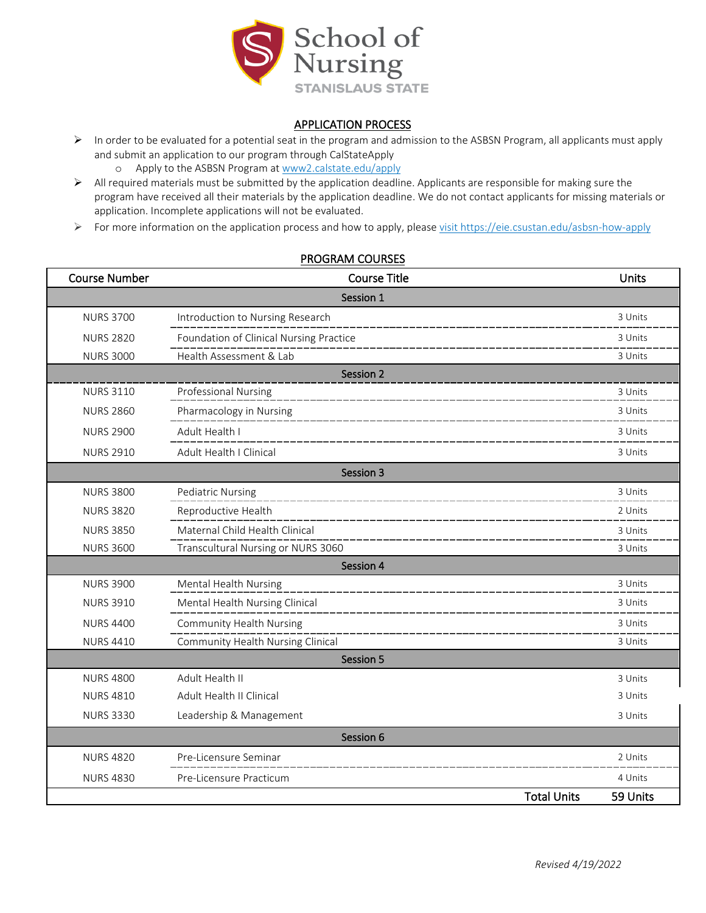School of Nursing
STANISLAUS STATE

## APPLICATION PROCESS

- In order to be evaluated for a potential seat in the program and admission to the ASBSN Program, all applicants must apply and submit an application to our program through CalStateApply
  - Apply to the ASBSN Program at www2.calstate.edu/apply
- All required materials must be submitted by the application deadline. Applicants are responsible for making sure the program have received all their materials by the application deadline. We do not contact applicants for missing materials or application. Incomplete applications will not be evaluated.
- For more information on the application process and how to apply, please visit https://eie.csustan.edu/asbsn-how-apply

## PROGRAM COURSES

| Course Number | Course Title | Units |
|---|---|---|
| | **Session 1** | |
| NURS 3700 | Introduction to Nursing Research | 3 Units |
| NURS 2820 | Foundation of Clinical Nursing Practice | 3 Units |
| NURS 3000 | Health Assessment & Lab | 3 Units |
| | **Session 2** | |
| NURS 3110 | Professional Nursing | 3 Units |
| NURS 2860 | Pharmacology in Nursing | 3 Units |
| NURS 2900 | Adult Health I | 3 Units |
| NURS 2910 | Adult Health I Clinical | 3 Units |
| | **Session 3** | |
| NURS 3800 | Pediatric Nursing | 3 Units |
| NURS 3820 | Reproductive Health | 2 Units |
| NURS 3850 | Maternal Child Health Clinical | 3 Units |
| NURS 3600 | Transcultural Nursing or NURS 3060 | 3 Units |
| | **Session 4** | |
| NURS 3900 | Mental Health Nursing | 3 Units |
| NURS 3910 | Mental Health Nursing Clinical | 3 Units |
| NURS 4400 | Community Health Nursing | 3 Units |
| NURS 4410 | Community Health Nursing Clinical | 3 Units |
| | **Session 5** | |
| NURS 4800 | Adult Health II | 3 Units |
| NURS 4810 | Adult Health II Clinical | 3 Units |
| NURS 3330 | Leadership & Management | 3 Units |
| | **Session 6** | |
| NURS 4820 | Pre-Licensure Seminar | 2 Units |
| NURS 4830 | Pre-Licensure Practicum | 4 Units |
| | **Total Units** | **59 Units** |

*Revised 4/19/2022*